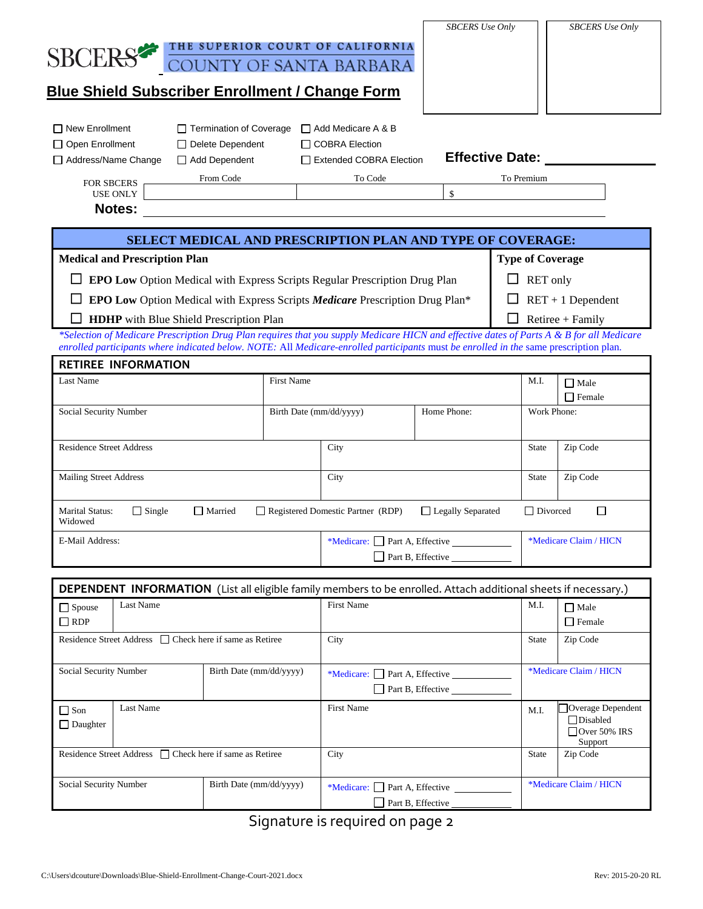SBCERS — THE SUPERIOR COURT OF CALIFORNIA, COUNTY OF SANTA BARBARA

| SBCERS Use Only | SBCERS Use Only |
|---|---|
| | |

# Blue Shield Subscriber Enrollment / Change Form

- ☐ New Enrollment
- ☐ Open Enrollment
- ☐ Address/Name Change
- ☐ Termination of Coverage
- ☐ Delete Dependent
- ☐ Add Dependent
- ☐ Add Medicare A & B
- ☐ COBRA Election
- ☐ Extended COBRA Election

**Effective Date:** ______________

| FOR SBCERS USE ONLY | From Code | To Code | To Premium |
|---|---|---|---|
| | | | $ |

**Notes:** ____________________________________________

## SELECT MEDICAL AND PRESCRIPTION PLAN AND TYPE OF COVERAGE:

| Medical and Prescription Plan | Type of Coverage |
|---|---|
| ☐ **EPO Low** Option Medical with Express Scripts Regular Prescription Drug Plan | ☐ RET only |
| ☐ **EPO Low** Option Medical with Express Scripts ***Medicare*** Prescription Drug Plan* | ☐ RET + 1 Dependent |
| ☐ **HDHP** with Blue Shield Prescription Plan | ☐ Retiree + Family |

*\*Selection of Medicare Prescription Drug Plan requires that you supply Medicare HICN and effective dates of Parts A & B for all Medicare enrolled participants where indicated below. NOTE:* All *Medicare-enrolled participants* must be enrolled in *the* same prescription plan.

## RETIREE INFORMATION

| Last Name | | First Name | | M.I. | ☐ Male ☐ Female |
|---|---|---|---|---|---|
| Social Security Number | Birth Date (mm/dd/yyyy) | | Home Phone: | Work Phone: | |
| Residence Street Address | | City | | State | Zip Code |
| Mailing Street Address | | City | | State | Zip Code |

Marital Status: ☐ Single ☐ Married ☐ Registered Domestic Partner (RDP) ☐ Legally Separated ☐ Divorced ☐ Widowed

| E-Mail Address: | *Medicare: ☐ Part A, Effective ________ ☐ Part B, Effective ________ | *Medicare Claim / HICN |
|---|---|---|

## DEPENDENT INFORMATION (List all eligible family members to be enrolled. Attach additional sheets if necessary.)

| ☐ Spouse ☐ RDP | Last Name | First Name | M.I. | ☐ Male ☐ Female |
|---|---|---|---|---|
| Residence Street Address ☐ Check here if same as Retiree | | City | State | Zip Code |
| Social Security Number | Birth Date (mm/dd/yyyy) | *Medicare: ☐ Part A, Effective ________ ☐ Part B, Effective ________ | *Medicare Claim / HICN | |

| ☐ Son ☐ Daughter | Last Name | First Name | M.I. | ☐ Overage Dependent ☐ Disabled ☐ Over 50% IRS Support |
|---|---|---|---|---|
| Residence Street Address ☐ Check here if same as Retiree | | City | State | Zip Code |
| Social Security Number | Birth Date (mm/dd/yyyy) | *Medicare: ☐ Part A, Effective ________ ☐ Part B, Effective ________ | *Medicare Claim / HICN | |

Signature is required on page 2

C:\Users\dcouture\Downloads\Blue-Shield-Enrollment-Change-Court-2021.docx — Rev: 2015-20-20 RL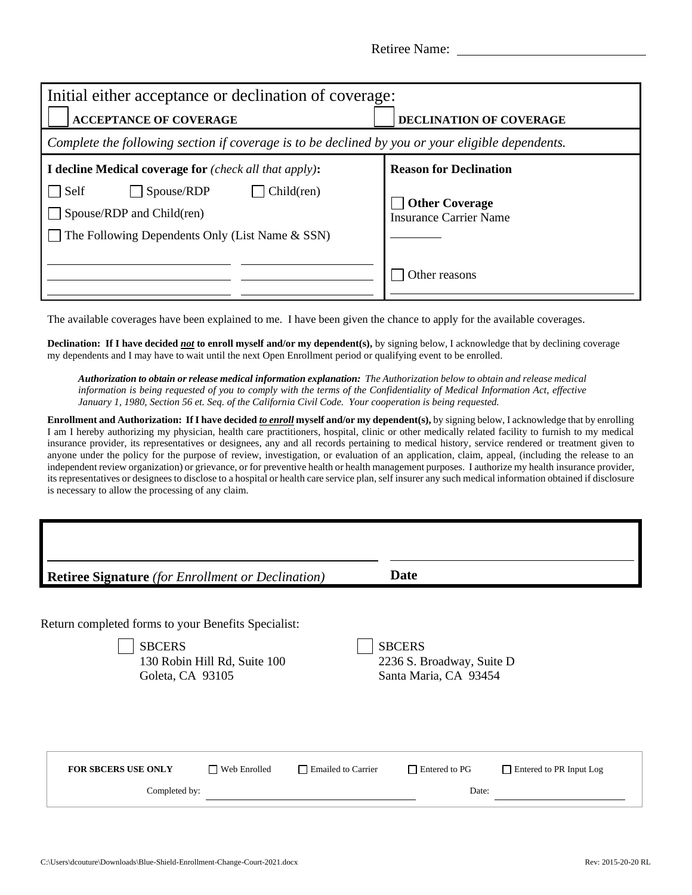Retiree Name: ______________________________

| Initial either acceptance or declination of coverage: | |
|---|---|
| ☐ **ACCEPTANCE OF COVERAGE** | ☐ **DECLINATION OF COVERAGE** |
| *Complete the following section if coverage is to be declined by you or your eligible dependents.* | |
| **I decline Medical coverage for** *(check all that apply)*: | **Reason for Declination** |
| ☐ Self ☐ Spouse/RDP ☐ Child(ren) | ☐ **Other Coverage** Insurance Carrier Name ________ |
| ☐ Spouse/RDP and Child(ren) | |
| ☐ The Following Dependents Only (List Name & SSN) | ☐ Other reasons |
| ____________________ ____________________ | ____________________ |
| ____________________ ____________________ | |
| ____________________ ____________________ | |

The available coverages have been explained to me. I have been given the chance to apply for the available coverages.

**Declination: If I have decided *not* to enroll myself and/or my dependent(s),** by signing below, I acknowledge that by declining coverage my dependents and I may have to wait until the next Open Enrollment period or qualifying event to be enrolled.

> ***Authorization to obtain or release medical information explanation:*** *The Authorization below to obtain and release medical information is being requested of you to comply with the terms of the Confidentiality of Medical Information Act, effective January 1, 1980, Section 56 et. Seq. of the California Civil Code. Your cooperation is being requested.*

**Enrollment and Authorization: If I have decided *to enroll* myself and/or my dependent(s),** by signing below, I acknowledge that by enrolling I am I hereby authorizing my physician, health care practitioners, hospital, clinic or other medically related facility to furnish to my medical insurance provider, its representatives or designees, any and all records pertaining to medical history, service rendered or treatment given to anyone under the policy for the purpose of review, investigation, or evaluation of an application, claim, appeal, (including the release to an independent review organization) or grievance, or for preventive health or health management purposes. I authorize my health insurance provider, its representatives or designees to disclose to a hospital or health care service plan, self insurer any such medical information obtained if disclosure is necessary to allow the processing of any claim.

______________________________ ______________________________

**Retiree Signature** *(for Enrollment or Declination)* **Date**

Return completed forms to your Benefits Specialist:

☐ SBCERS
130 Robin Hill Rd, Suite 100
Goleta, CA 93105

☐ SBCERS
2236 S. Broadway, Suite D
Santa Maria, CA 93454

**FOR SBCERS USE ONLY** ☐ Web Enrolled ☐ Emailed to Carrier ☐ Entered to PG ☐ Entered to PR Input Log

Completed by: ______________________________ Date: ____________________

C:\Users\dcouture\Downloads\Blue-Shield-Enrollment-Change-Court-2021.docx Rev: 2015-20-20 RL